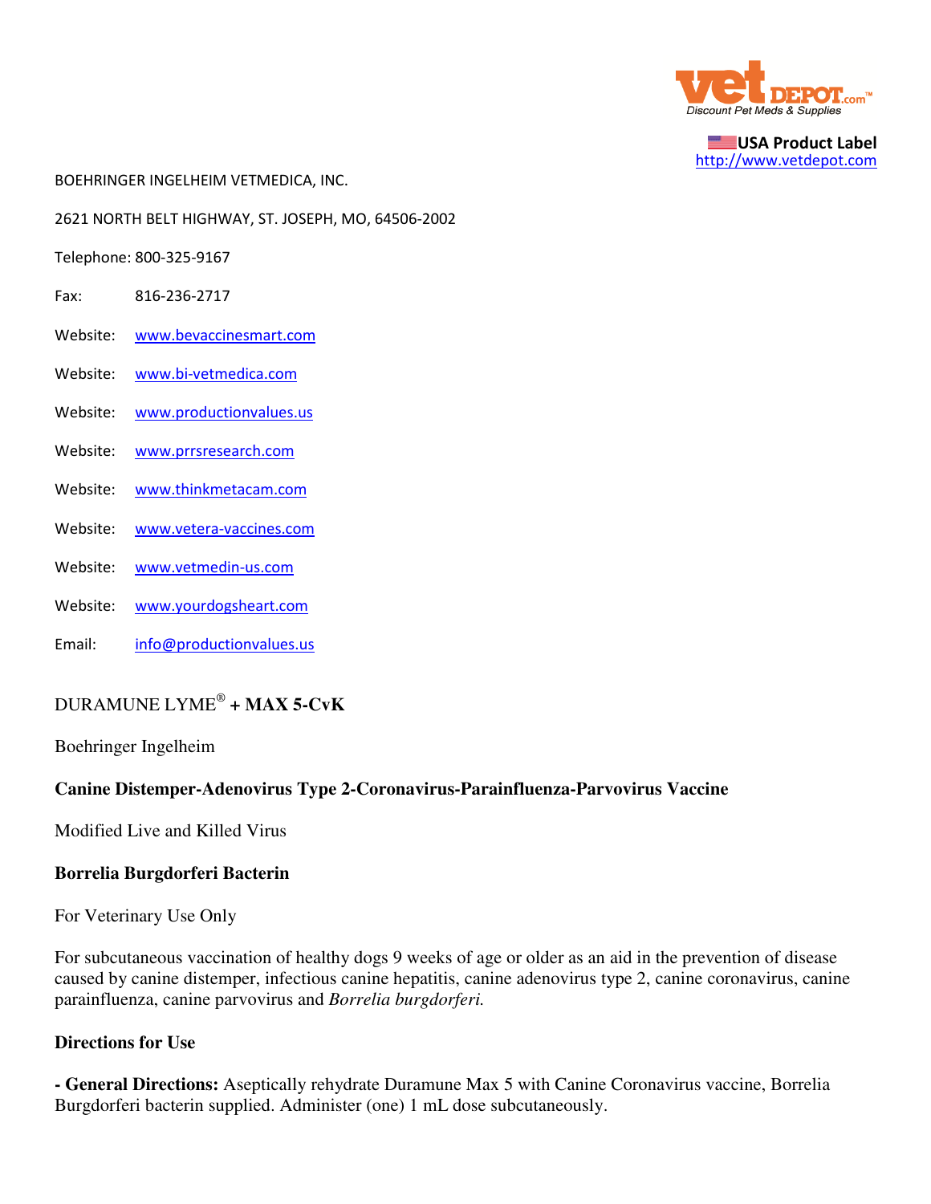**USA Product Label**
http://www.vetdepot.com

BOEHRINGER INGELHEIM VETMEDICA, INC.

2621 NORTH BELT HIGHWAY, ST. JOSEPH, MO, 64506-2002

Telephone: 800-325-9167

Fax: 816-236-2717

Website: www.bevaccinesmart.com

Website: www.bi-vetmedica.com

Website: www.productionvalues.us

Website: www.prrsresearch.com

Website: www.thinkmetacam.com

Website: www.vetera-vaccines.com

Website: www.vetmedin-us.com

Website: www.yourdogsheart.com

Email: info@productionvalues.us

DURAMUNE LYME® **+ MAX 5-CvK**

Boehringer Ingelheim

**Canine Distemper-Adenovirus Type 2-Coronavirus-Parainfluenza-Parvovirus Vaccine**

Modified Live and Killed Virus

**Borrelia Burgdorferi Bacterin**

For Veterinary Use Only

For subcutaneous vaccination of healthy dogs 9 weeks of age or older as an aid in the prevention of disease caused by canine distemper, infectious canine hepatitis, canine adenovirus type 2, canine coronavirus, canine parainfluenza, canine parvovirus and *Borrelia burgdorferi.*

**Directions for Use**

**- General Directions:** Aseptically rehydrate Duramune Max 5 with Canine Coronavirus vaccine, Borrelia Burgdorferi bacterin supplied. Administer (one) 1 mL dose subcutaneously.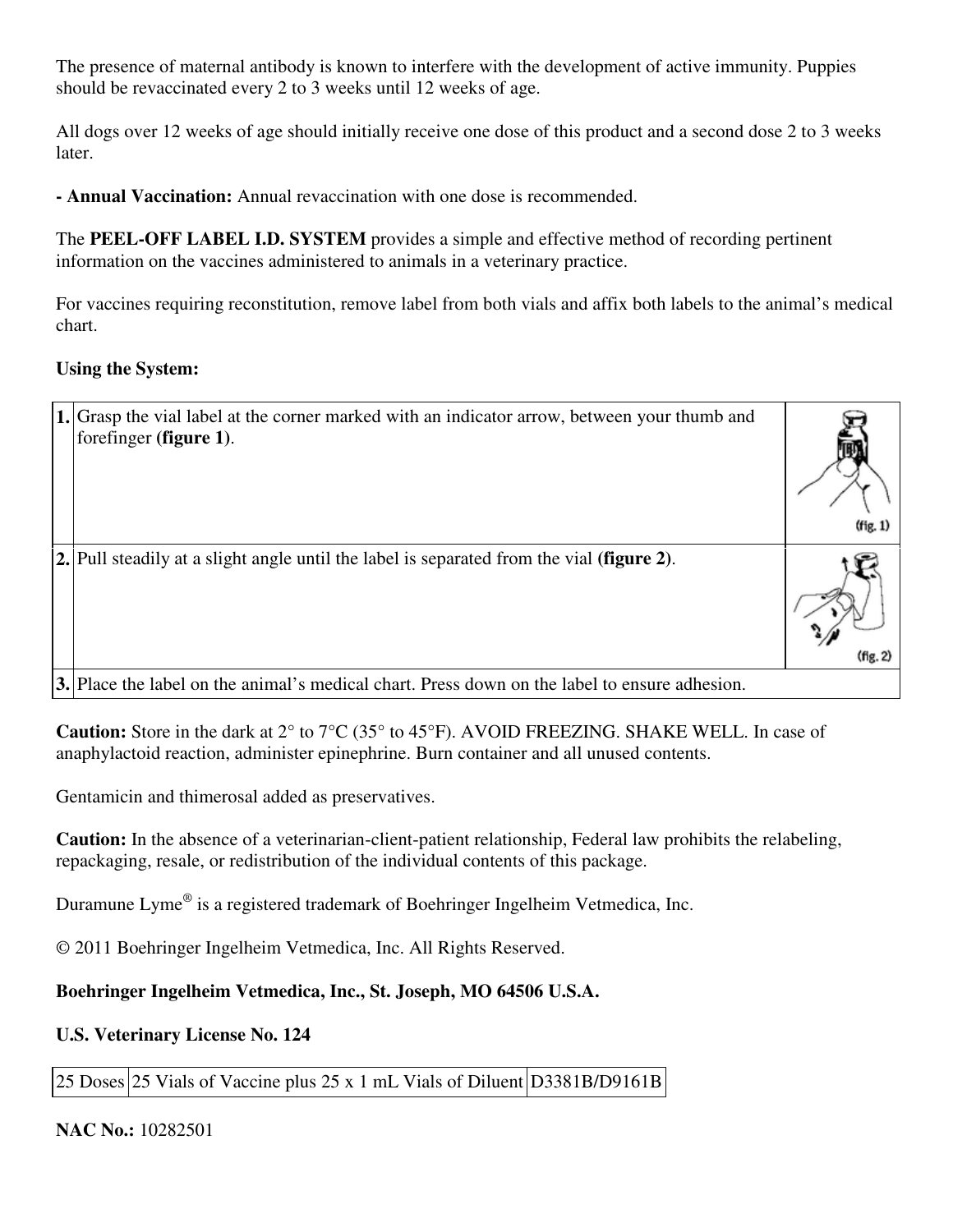The presence of maternal antibody is known to interfere with the development of active immunity. Puppies should be revaccinated every 2 to 3 weeks until 12 weeks of age.

All dogs over 12 weeks of age should initially receive one dose of this product and a second dose 2 to 3 weeks later.

- **Annual Vaccination:** Annual revaccination with one dose is recommended.

The **PEEL-OFF LABEL I.D. SYSTEM** provides a simple and effective method of recording pertinent information on the vaccines administered to animals in a veterinary practice.

For vaccines requiring reconstitution, remove label from both vials and affix both labels to the animal's medical chart.

**Using the System:**

| | | |
|---|---|---|
| **1.** | Grasp the vial label at the corner marked with an indicator arrow, between your thumb and forefinger **(figure 1)**. | (fig. 1) |
| **2.** | Pull steadily at a slight angle until the label is separated from the vial **(figure 2)**. | (fig. 2) |
| **3.** | Place the label on the animal's medical chart. Press down on the label to ensure adhesion. | |

**Caution:** Store in the dark at 2° to 7°C (35° to 45°F). AVOID FREEZING. SHAKE WELL. In case of anaphylactoid reaction, administer epinephrine. Burn container and all unused contents.

Gentamicin and thimerosal added as preservatives.

**Caution:** In the absence of a veterinarian-client-patient relationship, Federal law prohibits the relabeling, repackaging, resale, or redistribution of the individual contents of this package.

Duramune Lyme® is a registered trademark of Boehringer Ingelheim Vetmedica, Inc.

© 2011 Boehringer Ingelheim Vetmedica, Inc. All Rights Reserved.

**Boehringer Ingelheim Vetmedica, Inc., St. Joseph, MO 64506 U.S.A.**

**U.S. Veterinary License No. 124**

| | | |
|---|---|---|
| 25 Doses | 25 Vials of Vaccine plus 25 x 1 mL Vials of Diluent | D3381B/D9161B |

**NAC No.:** 10282501